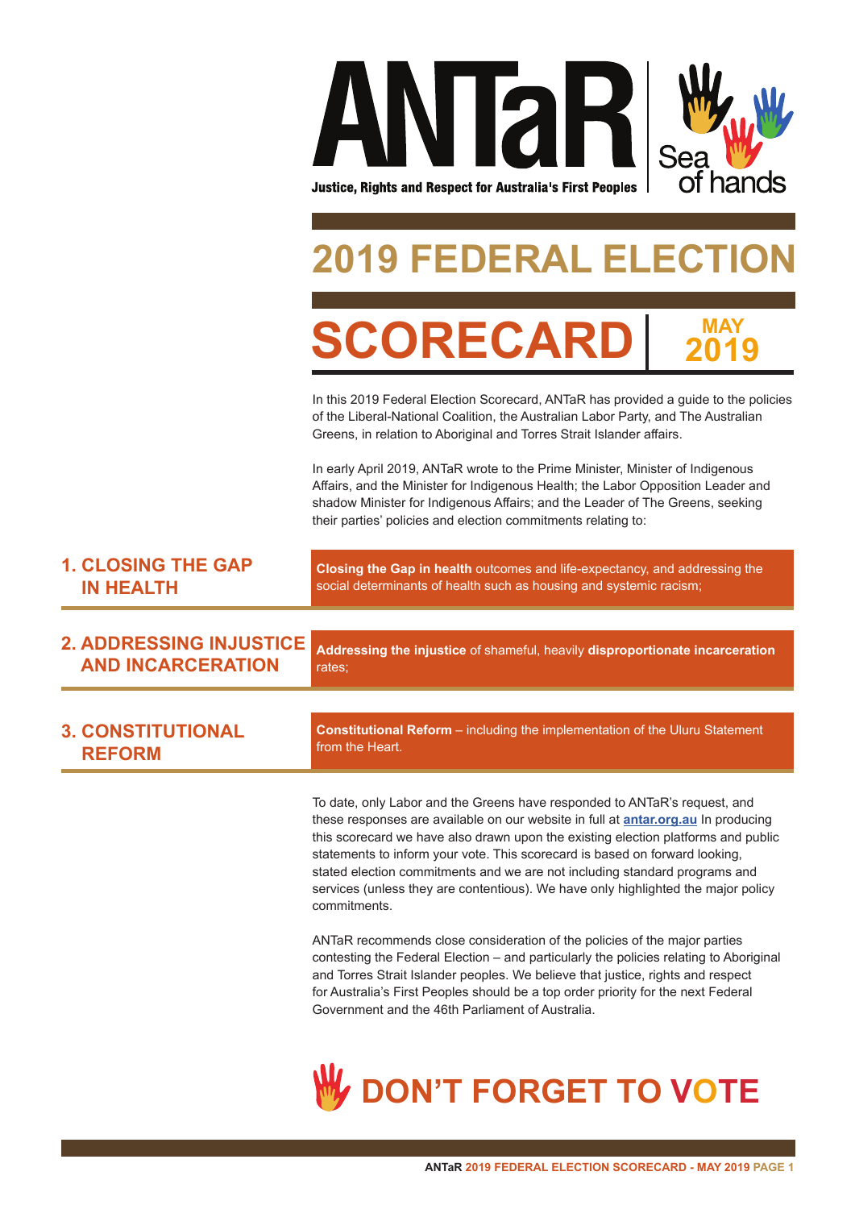# ANTaR

**Justice, Rights and Respect for Australia's First Peoples**

Sea of hands

# 2019 FEDERAL ELECTION

# SCORECARD

**MAY 2019**

In this 2019 Federal Election Scorecard, ANTaR has provided a guide to the policies of the Liberal-National Coalition, the Australian Labor Party, and The Australian Greens, in relation to Aboriginal and Torres Strait Islander affairs.

In early April 2019, ANTaR wrote to the Prime Minister, Minister of Indigenous Affairs, and the Minister for Indigenous Health; the Labor Opposition Leader and shadow Minister for Indigenous Affairs; and the Leader of The Greens, seeking their parties' policies and election commitments relating to:

## 1. CLOSING THE GAP IN HEALTH

**Closing the Gap in health** outcomes and life-expectancy, and addressing the social determinants of health such as housing and systemic racism;

## 2. ADDRESSING INJUSTICE AND INCARCERATION

**Addressing the injustice** of shameful, heavily **disproportionate incarceration** rates;

## 3. CONSTITUTIONAL REFORM

**Constitutional Reform** – including the implementation of the Uluru Statement from the Heart.

To date, only Labor and the Greens have responded to ANTaR's request, and these responses are available on our website in full at **antar.org.au** In producing this scorecard we have also drawn upon the existing election platforms and public statements to inform your vote. This scorecard is based on forward looking, stated election commitments and we are not including standard programs and services (unless they are contentious). We have only highlighted the major policy commitments.

ANTaR recommends close consideration of the policies of the major parties contesting the Federal Election – and particularly the policies relating to Aboriginal and Torres Strait Islander peoples. We believe that justice, rights and respect for Australia's First Peoples should be a top order priority for the next Federal Government and the 46th Parliament of Australia.

## DON'T FORGET TO VOTE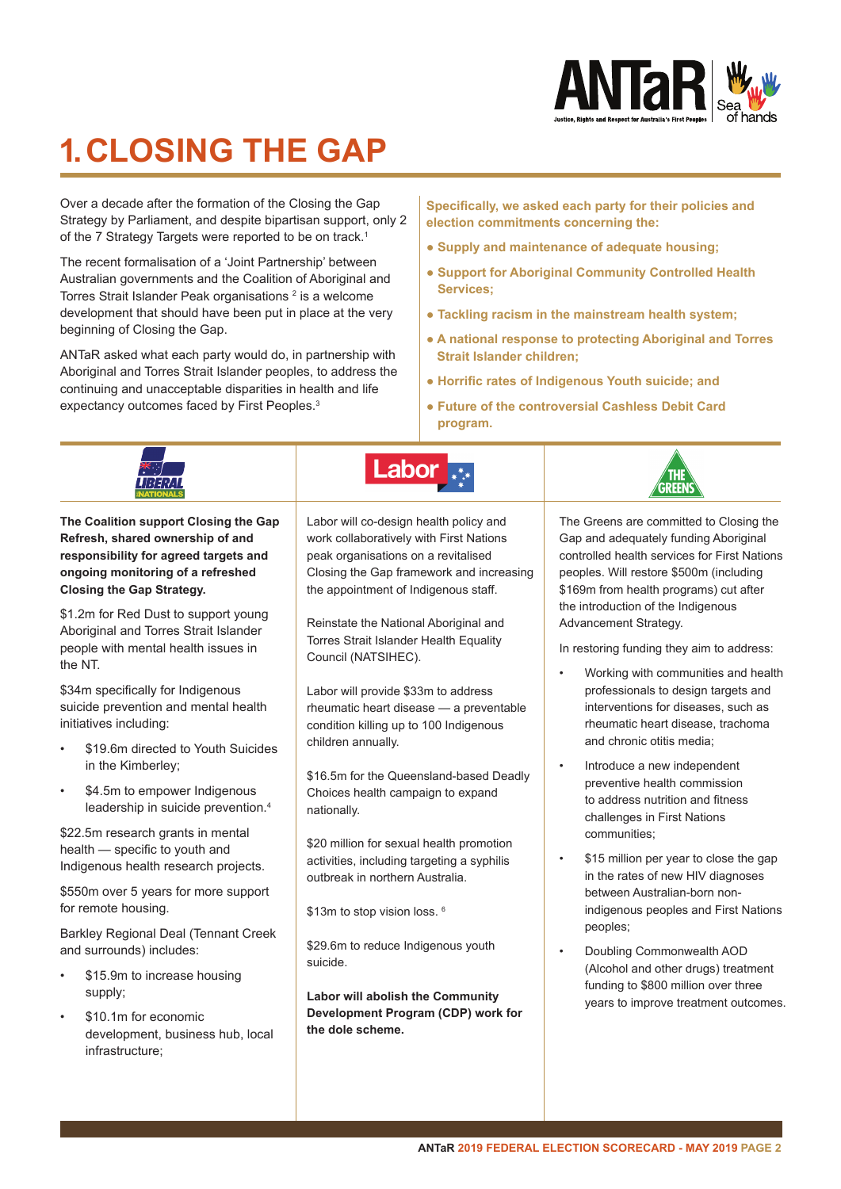# 1. CLOSING THE GAP

Over a decade after the formation of the Closing the Gap Strategy by Parliament, and despite bipartisan support, only 2 of the 7 Strategy Targets were reported to be on track.[1]

The recent formalisation of a 'Joint Partnership' between Australian governments and the Coalition of Aboriginal and Torres Strait Islander Peak organisations [2] is a welcome development that should have been put in place at the very beginning of Closing the Gap.

ANTaR asked what each party would do, in partnership with Aboriginal and Torres Strait Islander peoples, to address the continuing and unacceptable disparities in health and life expectancy outcomes faced by First Peoples.[3]

**Specifically, we asked each party for their policies and election commitments concerning the:**

- **Supply and maintenance of adequate housing;**
- **Support for Aboriginal Community Controlled Health Services;**
- **Tackling racism in the mainstream health system;**
- **A national response to protecting Aboriginal and Torres Strait Islander children;**
- **Horrific rates of Indigenous Youth suicide; and**
- **Future of the controversial Cashless Debit Card program.**

## Liberal / Nationals

**The Coalition support Closing the Gap Refresh, shared ownership of and responsibility for agreed targets and ongoing monitoring of a refreshed Closing the Gap Strategy.**

$1.2m for Red Dust to support young Aboriginal and Torres Strait Islander people with mental health issues in the NT.

$34m specifically for Indigenous suicide prevention and mental health initiatives including:

- $19.6m directed to Youth Suicides in the Kimberley;
- $4.5m to empower Indigenous leadership in suicide prevention.[4]

$22.5m research grants in mental health — specific to youth and Indigenous health research projects.

$550m over 5 years for more support for remote housing.

Barkley Regional Deal (Tennant Creek and surrounds) includes:

- $15.9m to increase housing supply;
- $10.1m for economic development, business hub, local infrastructure;

## Labor

Labor will co-design health policy and work collaboratively with First Nations peak organisations on a revitalised Closing the Gap framework and increasing the appointment of Indigenous staff.

Reinstate the National Aboriginal and Torres Strait Islander Health Equality Council (NATSIHEC).

Labor will provide $33m to address rheumatic heart disease — a preventable condition killing up to 100 Indigenous children annually.

$16.5m for the Queensland-based Deadly Choices health campaign to expand nationally.

$20 million for sexual health promotion activities, including targeting a syphilis outbreak in northern Australia.

$13m to stop vision loss.[6]

$29.6m to reduce Indigenous youth suicide.

**Labor will abolish the Community Development Program (CDP) work for the dole scheme.**

## The Greens

The Greens are committed to Closing the Gap and adequately funding Aboriginal controlled health services for First Nations peoples. Will restore $500m (including $169m from health programs) cut after the introduction of the Indigenous Advancement Strategy.

In restoring funding they aim to address:

- Working with communities and health professionals to design targets and interventions for diseases, such as rheumatic heart disease, trachoma and chronic otitis media;
- Introduce a new independent preventive health commission to address nutrition and fitness challenges in First Nations communities;
- $15 million per year to close the gap in the rates of new HIV diagnoses between Australian-born non-indigenous peoples and First Nations peoples;
- Doubling Commonwealth AOD (Alcohol and other drugs) treatment funding to $800 million over three years to improve treatment outcomes.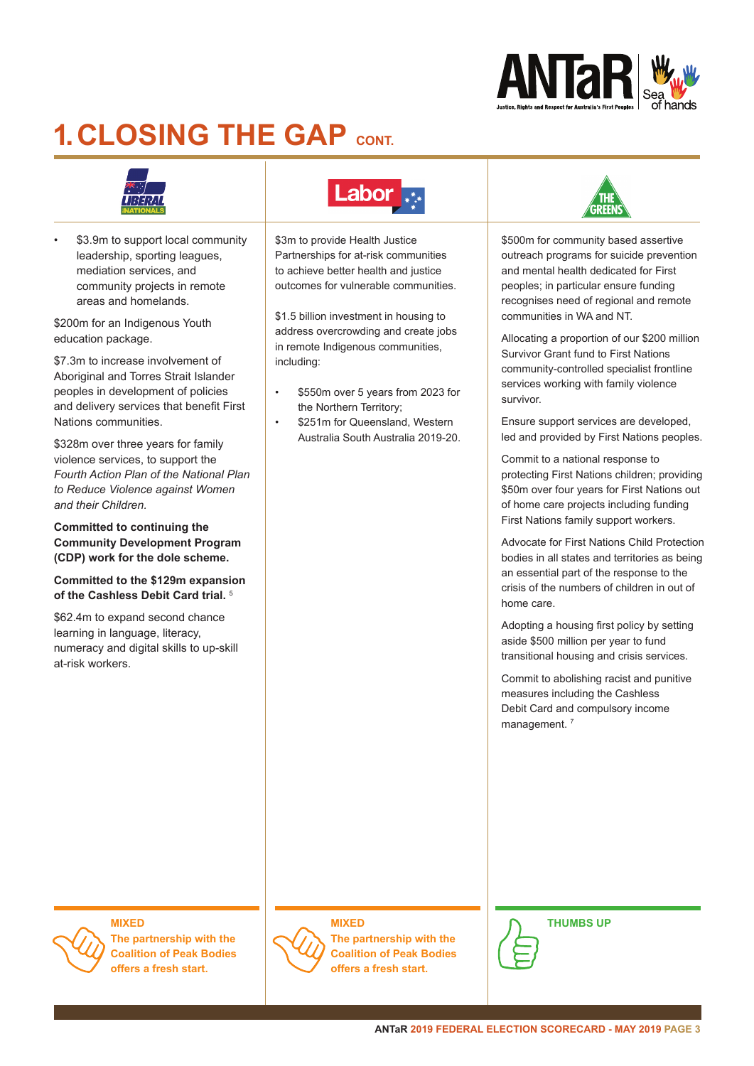# 1. CLOSING THE GAP CONT.

## Liberal / Nationals

- $3.9m to support local community leadership, sporting leagues, mediation services, and community projects in remote areas and homelands.

$200m for an Indigenous Youth education package.

$7.3m to increase involvement of Aboriginal and Torres Strait Islander peoples in development of policies and delivery services that benefit First Nations communities.

$328m over three years for family violence services, to support the *Fourth Action Plan of the National Plan to Reduce Violence against Women and their Children.*

**Committed to continuing the Community Development Program (CDP) work for the dole scheme.**

**Committed to the $129m expansion of the Cashless Debit Card trial.** [5]

$62.4m to expand second chance learning in language, literacy, numeracy and digital skills to up-skill at-risk workers.

**MIXED**
**The partnership with the Coalition of Peak Bodies offers a fresh start.**

## Labor

$3m to provide Health Justice Partnerships for at-risk communities to achieve better health and justice outcomes for vulnerable communities.

$1.5 billion investment in housing to address overcrowding and create jobs in remote Indigenous communities, including:

- $550m over 5 years from 2023 for the Northern Territory;
- $251m for Queensland, Western Australia South Australia 2019-20.

**MIXED**
**The partnership with the Coalition of Peak Bodies offers a fresh start.**

## The Greens

$500m for community based assertive outreach programs for suicide prevention and mental health dedicated for First peoples; in particular ensure funding recognises need of regional and remote communities in WA and NT.

Allocating a proportion of our $200 million Survivor Grant fund to First Nations community-controlled specialist frontline services working with family violence survivor.

Ensure support services are developed, led and provided by First Nations peoples.

Commit to a national response to protecting First Nations children; providing $50m over four years for First Nations out of home care projects including funding First Nations family support workers.

Advocate for First Nations Child Protection bodies in all states and territories as being an essential part of the response to the crisis of the numbers of children in out of home care.

Adopting a housing first policy by setting aside $500 million per year to fund transitional housing and crisis services.

Commit to abolishing racist and punitive measures including the Cashless Debit Card and compulsory income management. [7]

**THUMBS UP**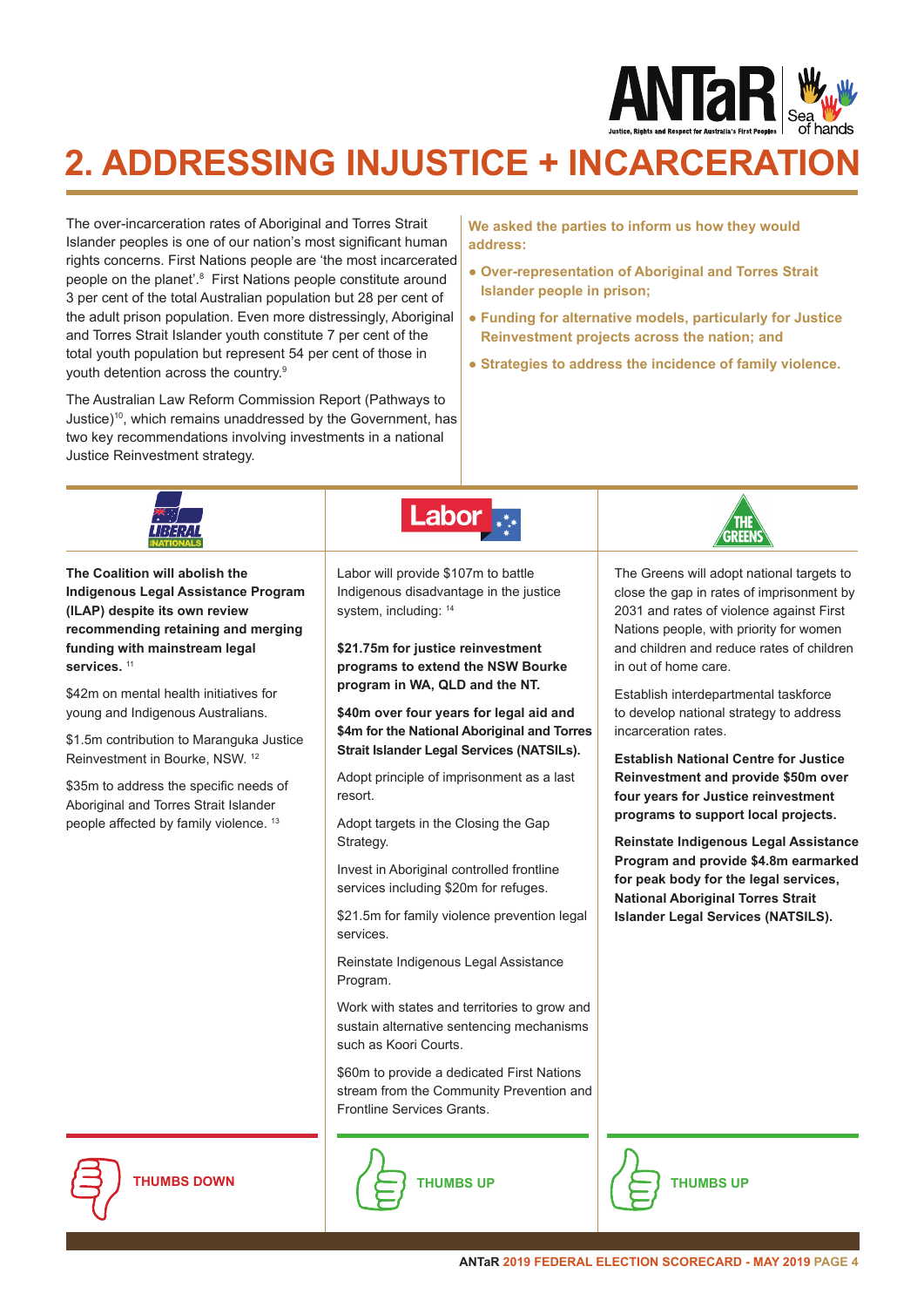# 2. ADDRESSING INJUSTICE + INCARCERATION

The over-incarceration rates of Aboriginal and Torres Strait Islander peoples is one of our nation's most significant human rights concerns. First Nations people are 'the most incarcerated people on the planet'.[8] First Nations people constitute around 3 per cent of the total Australian population but 28 per cent of the adult prison population. Even more distressingly, Aboriginal and Torres Strait Islander youth constitute 7 per cent of the total youth population but represent 54 per cent of those in youth detention across the country.[9]

The Australian Law Reform Commission Report (Pathways to Justice)[10], which remains unaddressed by the Government, has two key recommendations involving investments in a national Justice Reinvestment strategy.

**We asked the parties to inform us how they would address:**

- **Over-representation of Aboriginal and Torres Strait Islander people in prison;**
- **Funding for alternative models, particularly for Justice Reinvestment projects across the nation; and**
- **Strategies to address the incidence of family violence.**

## Liberal / Nationals

**The Coalition will abolish the Indigenous Legal Assistance Program (ILAP) despite its own review recommending retaining and merging funding with mainstream legal services.** [11]

$42m on mental health initiatives for young and Indigenous Australians.

$1.5m contribution to Maranguka Justice Reinvestment in Bourke, NSW. [12]

$35m to address the specific needs of Aboriginal and Torres Strait Islander people affected by family violence. [13]

**THUMBS DOWN**

## Labor

Labor will provide $107m to battle Indigenous disadvantage in the justice system, including: [14]

**$21.75m for justice reinvestment programs to extend the NSW Bourke program in WA, QLD and the NT.**

**$40m over four years for legal aid and $4m for the National Aboriginal and Torres Strait Islander Legal Services (NATSILs).**

Adopt principle of imprisonment as a last resort.

Adopt targets in the Closing the Gap Strategy.

Invest in Aboriginal controlled frontline services including $20m for refuges.

$21.5m for family violence prevention legal services.

Reinstate Indigenous Legal Assistance Program.

Work with states and territories to grow and sustain alternative sentencing mechanisms such as Koori Courts.

$60m to provide a dedicated First Nations stream from the Community Prevention and Frontline Services Grants.

**THUMBS UP**

## The Greens

The Greens will adopt national targets to close the gap in rates of imprisonment by 2031 and rates of violence against First Nations people, with priority for women and children and reduce rates of children in out of home care.

Establish interdepartmental taskforce to develop national strategy to address incarceration rates.

**Establish National Centre for Justice Reinvestment and provide $50m over four years for Justice reinvestment programs to support local projects.**

**Reinstate Indigenous Legal Assistance Program and provide $4.8m earmarked for peak body for the legal services, National Aboriginal Torres Strait Islander Legal Services (NATSILS).**

**THUMBS UP**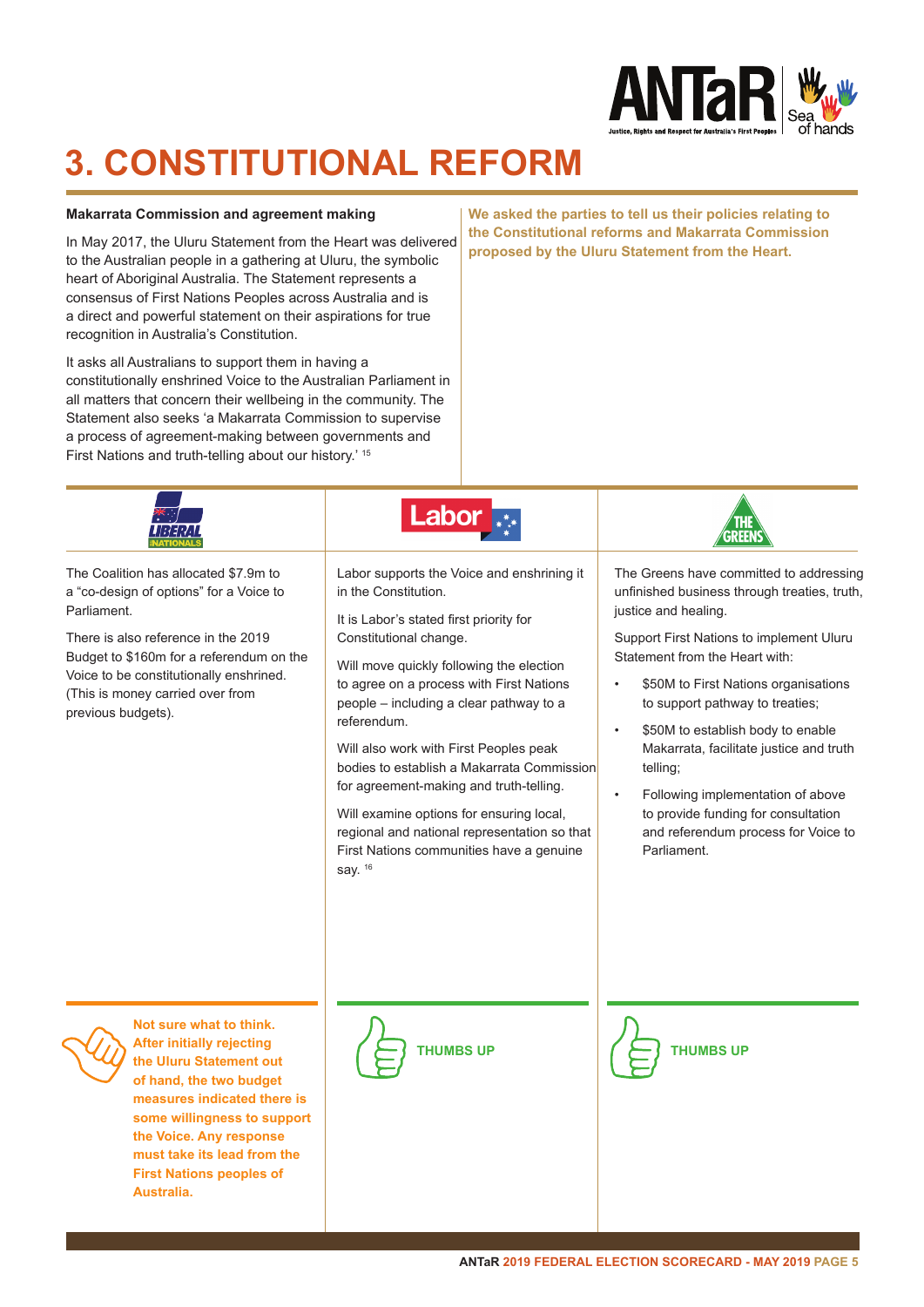# 3. CONSTITUTIONAL REFORM

**Makarrata Commission and agreement making**

In May 2017, the Uluru Statement from the Heart was delivered to the Australian people in a gathering at Uluru, the symbolic heart of Aboriginal Australia. The Statement represents a consensus of First Nations Peoples across Australia and is a direct and powerful statement on their aspirations for true recognition in Australia's Constitution.

It asks all Australians to support them in having a constitutionally enshrined Voice to the Australian Parliament in all matters that concern their wellbeing in the community. The Statement also seeks 'a Makarrata Commission to supervise a process of agreement-making between governments and First Nations and truth-telling about our history.' [15]

**We asked the parties to tell us their policies relating to the Constitutional reforms and Makarrata Commission proposed by the Uluru Statement from the Heart.**

## Liberal Nationals

The Coalition has allocated $7.9m to a "co-design of options" for a Voice to Parliament.

There is also reference in the 2019 Budget to $160m for a referendum on the Voice to be constitutionally enshrined. (This is money carried over from previous budgets).

**Not sure what to think. After initially rejecting the Uluru Statement out of hand, the two budget measures indicated there is some willingness to support the Voice. Any response must take its lead from the First Nations peoples of Australia.**

## Labor

Labor supports the Voice and enshrining it in the Constitution.

It is Labor's stated first priority for Constitutional change.

Will move quickly following the election to agree on a process with First Nations people – including a clear pathway to a referendum.

Will also work with First Peoples peak bodies to establish a Makarrata Commission for agreement-making and truth-telling.

Will examine options for ensuring local, regional and national representation so that First Nations communities have a genuine say. [16]

**THUMBS UP**

## The Greens

The Greens have committed to addressing unfinished business through treaties, truth, justice and healing.

Support First Nations to implement Uluru Statement from the Heart with:

- $50M to First Nations organisations to support pathway to treaties;
- $50M to establish body to enable Makarrata, facilitate justice and truth telling;
- Following implementation of above to provide funding for consultation and referendum process for Voice to Parliament.

**THUMBS UP**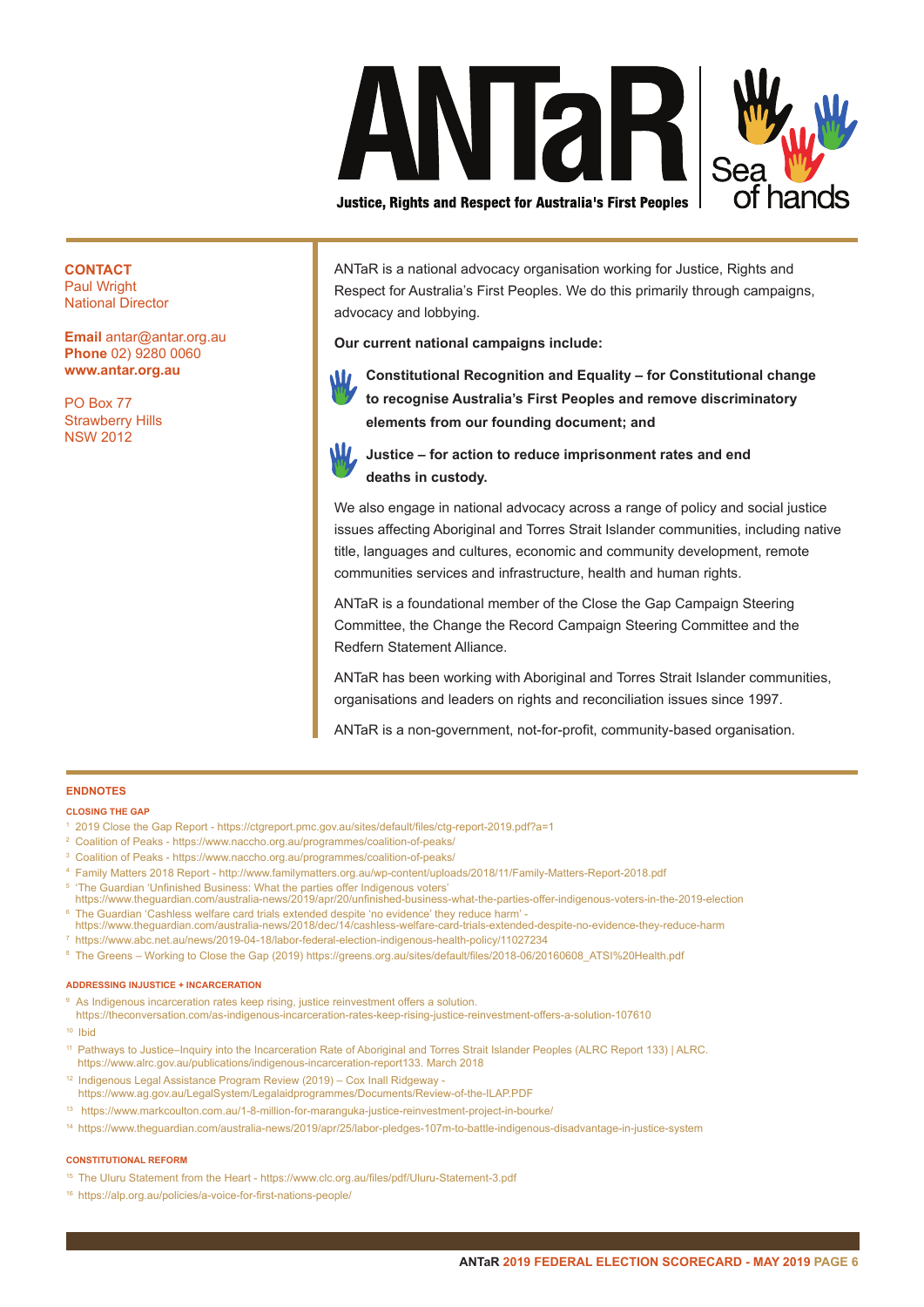ANTaR

Justice, Rights and Respect for Australia's First Peoples

Sea of hands

**CONTACT**
Paul Wright
National Director

**Email** antar@antar.org.au
**Phone** 02) 9280 0060
**www.antar.org.au**

PO Box 77
Strawberry Hills
NSW 2012

ANTaR is a national advocacy organisation working for Justice, Rights and Respect for Australia's First Peoples. We do this primarily through campaigns, advocacy and lobbying.

**Our current national campaigns include:**

- **Constitutional Recognition and Equality – for Constitutional change to recognise Australia's First Peoples and remove discriminatory elements from our founding document; and**
- **Justice – for action to reduce imprisonment rates and end deaths in custody.**

We also engage in national advocacy across a range of policy and social justice issues affecting Aboriginal and Torres Strait Islander communities, including native title, languages and cultures, economic and community development, remote communities services and infrastructure, health and human rights.

ANTaR is a foundational member of the Close the Gap Campaign Steering Committee, the Change the Record Campaign Steering Committee and the Redfern Statement Alliance.

ANTaR has been working with Aboriginal and Torres Strait Islander communities, organisations and leaders on rights and reconciliation issues since 1997.

ANTaR is a non-government, not-for-profit, community-based organisation.

## ENDNOTES

### CLOSING THE GAP

[1] 2019 Close the Gap Report - https://ctgreport.pmc.gov.au/sites/default/files/ctg-report-2019.pdf?a=1
[2] Coalition of Peaks - https://www.naccho.org.au/programmes/coalition-of-peaks/
[3] Coalition of Peaks - https://www.naccho.org.au/programmes/coalition-of-peaks/
[4] Family Matters 2018 Report - http://www.familymatters.org.au/wp-content/uploads/2018/11/Family-Matters-Report-2018.pdf
[5] 'The Guardian 'Unfinished Business: What the parties offer Indigenous voters' https://www.theguardian.com/australia-news/2019/apr/20/unfinished-business-what-the-parties-offer-indigenous-voters-in-the-2019-election
[6] The Guardian 'Cashless welfare card trials extended despite 'no evidence' they reduce harm' - https://www.theguardian.com/australia-news/2018/dec/14/cashless-welfare-card-trials-extended-despite-no-evidence-they-reduce-harm
[7] https://www.abc.net.au/news/2019-04-18/labor-federal-election-indigenous-health-policy/11027234
[8] The Greens – Working to Close the Gap (2019) https://greens.org.au/sites/default/files/2018-06/20160608_ATSI%20Health.pdf

### ADDRESSING INJUSTICE + INCARCERATION

[9] As Indigenous incarceration rates keep rising, justice reinvestment offers a solution. https://theconversation.com/as-indigenous-incarceration-rates-keep-rising-justice-reinvestment-offers-a-solution-107610
[10] Ibid
[11] Pathways to Justice–Inquiry into the Incarceration Rate of Aboriginal and Torres Strait Islander Peoples (ALRC Report 133) | ALRC. https://www.alrc.gov.au/publications/indigenous-incarceration-report133. March 2018
[12] Indigenous Legal Assistance Program Review (2019) – Cox Inall Ridgeway - https://www.ag.gov.au/LegalSystem/Legalaidprogrammes/Documents/Review-of-the-ILAP.PDF
[13] https://www.markcoulton.com.au/1-8-million-for-maranguka-justice-reinvestment-project-in-bourke/
[14] https://www.theguardian.com/australia-news/2019/apr/25/labor-pledges-107m-to-battle-indigenous-disadvantage-in-justice-system

### CONSTITUTIONAL REFORM

[15] The Uluru Statement from the Heart - https://www.clc.org.au/files/pdf/Uluru-Statement-3.pdf
[16] https://alp.org.au/policies/a-voice-for-first-nations-people/